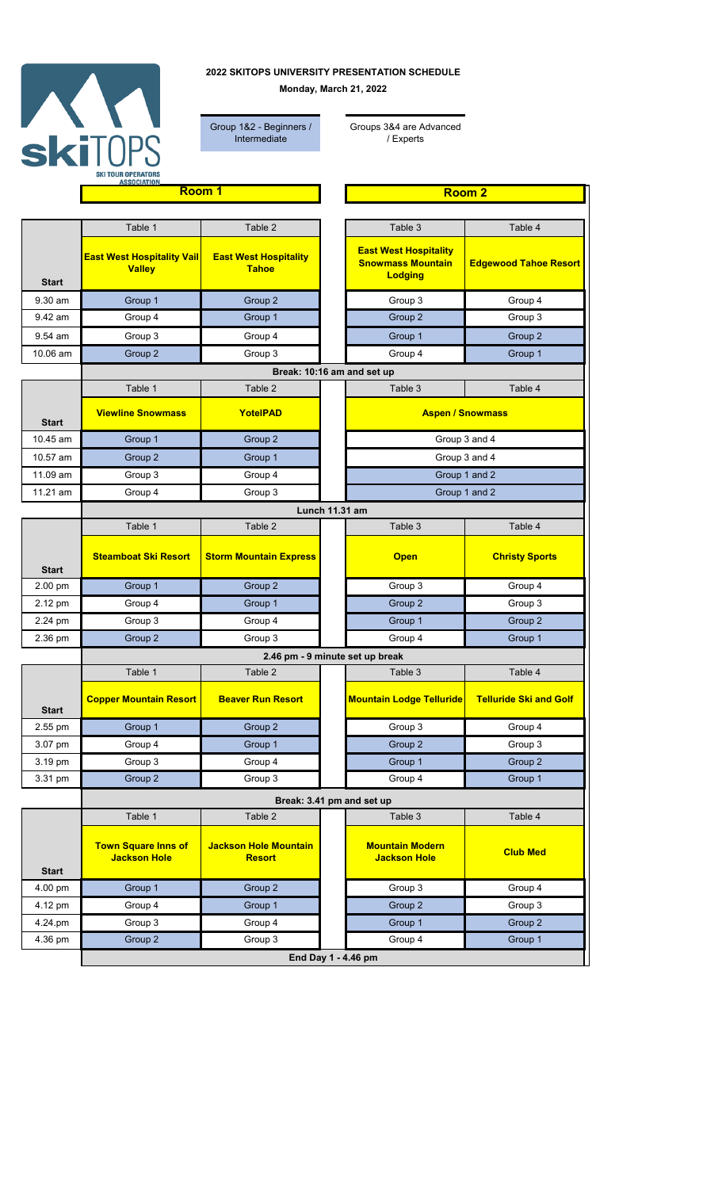# 2022 SKITOPS UNIVERSITY PRESENTATION SCHEDULE

**Monday, March 21, 2022**

Group 1&2 - Beginners / Intermediate

Groups 3&4 are Advanced / Experts

| | Room 1 | | Room 2 | |
|---|---|---|---|---|
| | Table 1 | Table 2 | Table 3 | Table 4 |
| **Start** | **East West Hospitality Vail Valley** | **East West Hospitality Tahoe** | **East West Hospitality Snowmass Mountain Lodging** | **Edgewood Tahoe Resort** |
| 9.30 am | Group 1 | Group 2 | Group 3 | Group 4 |
| 9.42 am | Group 4 | Group 1 | Group 2 | Group 3 |
| 9.54 am | Group 3 | Group 4 | Group 1 | Group 2 |
| 10.06 am | Group 2 | Group 3 | Group 4 | Group 1 |
| | **Break: 10:16 am and set up** | | | |
| | Table 1 | Table 2 | Table 3 | Table 4 |
| **Start** | **Viewline Snowmass** | **YotelPAD** | **Aspen / Snowmass** | |
| 10.45 am | Group 1 | Group 2 | Group 3 and 4 | |
| 10.57 am | Group 2 | Group 1 | Group 3 and 4 | |
| 11.09 am | Group 3 | Group 4 | Group 1 and 2 | |
| 11.21 am | Group 4 | Group 3 | Group 1 and 2 | |
| | **Lunch 11.31 am** | | | |
| | Table 1 | Table 2 | Table 3 | Table 4 |
| **Start** | **Steamboat Ski Resort** | **Storm Mountain Express** | **Open** | **Christy Sports** |
| 2.00 pm | Group 1 | Group 2 | Group 3 | Group 4 |
| 2.12 pm | Group 4 | Group 1 | Group 2 | Group 3 |
| 2.24 pm | Group 3 | Group 4 | Group 1 | Group 2 |
| 2.36 pm | Group 2 | Group 3 | Group 4 | Group 1 |
| | **2.46 pm - 9 minute set up break** | | | |
| | Table 1 | Table 2 | Table 3 | Table 4 |
| **Start** | **Copper Mountain Resort** | **Beaver Run Resort** | **Mountain Lodge Telluride** | **Telluride Ski and Golf** |
| 2.55 pm | Group 1 | Group 2 | Group 3 | Group 4 |
| 3.07 pm | Group 4 | Group 1 | Group 2 | Group 3 |
| 3.19 pm | Group 3 | Group 4 | Group 1 | Group 2 |
| 3.31 pm | Group 2 | Group 3 | Group 4 | Group 1 |
| | **Break: 3.41 pm and set up** | | | |
| | Table 1 | Table 2 | Table 3 | Table 4 |
| **Start** | **Town Square Inns of Jackson Hole** | **Jackson Hole Mountain Resort** | **Mountain Modern Jackson Hole** | **Club Med** |
| 4.00 pm | Group 1 | Group 2 | Group 3 | Group 4 |
| 4.12 pm | Group 4 | Group 1 | Group 2 | Group 3 |
| 4.24.pm | Group 3 | Group 4 | Group 1 | Group 2 |
| 4.36 pm | Group 2 | Group 3 | Group 4 | Group 1 |
| | **End Day 1 - 4.46 pm** | | | |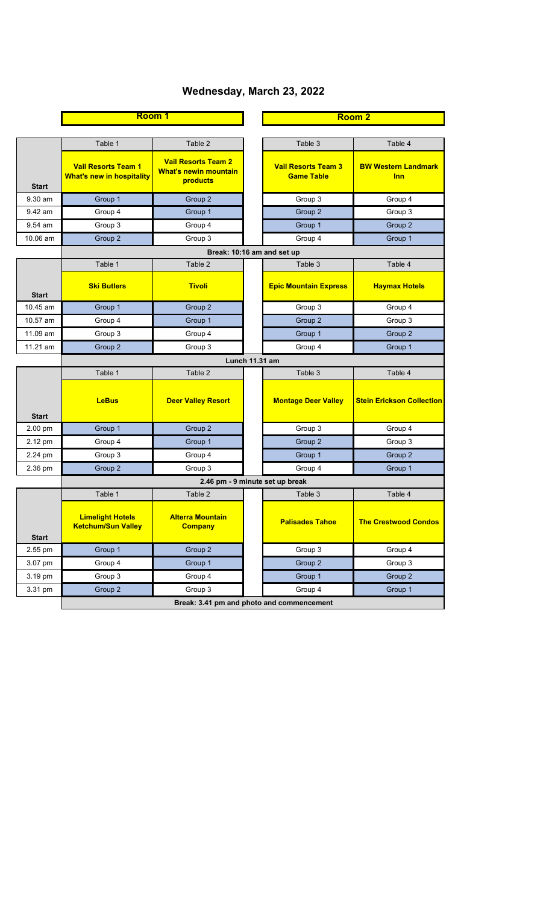# Wednesday, March 23, 2022

| | Room 1 | | | Room 2 | |
|---|---|---|---|---|---|
| | Table 1 | Table 2 | | Table 3 | Table 4 |
| **Start** | **Vail Resorts Team 1 What's new in hospitality** | **Vail Resorts Team 2 What's newin mountain products** | | **Vail Resorts Team 3 Game Table** | **BW Western Landmark Inn** |
| 9.30 am | Group 1 | Group 2 | | Group 3 | Group 4 |
| 9.42 am | Group 4 | Group 1 | | Group 2 | Group 3 |
| 9.54 am | Group 3 | Group 4 | | Group 1 | Group 2 |
| 10.06 am | Group 2 | Group 3 | | Group 4 | Group 1 |
| | Break: 10:16 am and set up | | | | |
| | Table 1 | Table 2 | | Table 3 | Table 4 |
| **Start** | **Ski Butlers** | **Tivoli** | | **Epic Mountain Express** | **Haymax Hotels** |
| 10.45 am | Group 1 | Group 2 | | Group 3 | Group 4 |
| 10.57 am | Group 4 | Group 1 | | Group 2 | Group 3 |
| 11.09 am | Group 3 | Group 4 | | Group 1 | Group 2 |
| 11.21 am | Group 2 | Group 3 | | Group 4 | Group 1 |
| | Lunch 11.31 am | | | | |
| | Table 1 | Table 2 | | Table 3 | Table 4 |
| **Start** | **LeBus** | **Deer Valley Resort** | | **Montage Deer Valley** | **Stein Erickson Collection** |
| 2.00 pm | Group 1 | Group 2 | | Group 3 | Group 4 |
| 2.12 pm | Group 4 | Group 1 | | Group 2 | Group 3 |
| 2.24 pm | Group 3 | Group 4 | | Group 1 | Group 2 |
| 2.36 pm | Group 2 | Group 3 | | Group 4 | Group 1 |
| | 2.46 pm - 9 minute set up break | | | | |
| | Table 1 | Table 2 | | Table 3 | Table 4 |
| **Start** | **Limelight Hotels Ketchum/Sun Valley** | **Alterra Mountain Company** | | **Palisades Tahoe** | **The Crestwood Condos** |
| 2.55 pm | Group 1 | Group 2 | | Group 3 | Group 4 |
| 3.07 pm | Group 4 | Group 1 | | Group 2 | Group 3 |
| 3.19 pm | Group 3 | Group 4 | | Group 1 | Group 2 |
| 3.31 pm | Group 2 | Group 3 | | Group 4 | Group 1 |
| | Break: 3.41 pm and photo and commencement | | | | |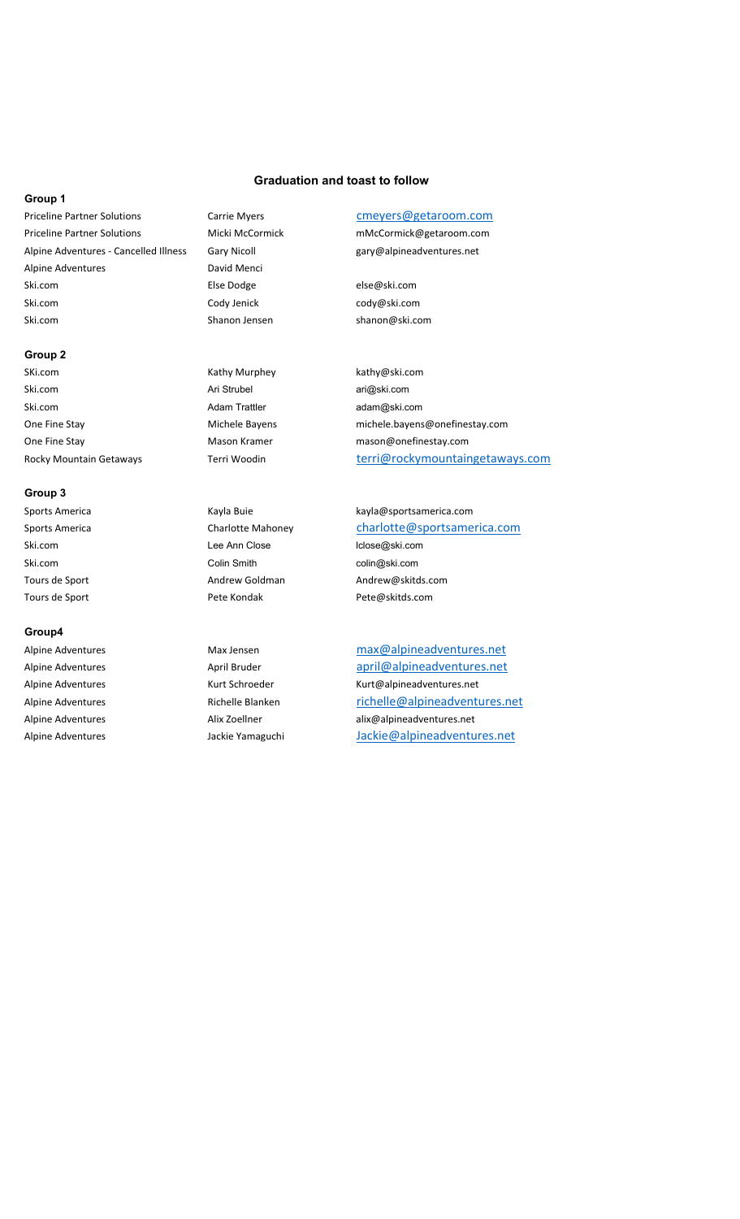## Graduation and toast to follow

### Group 1

| | | |
|---|---|---|
| Priceline Partner Solutions | Carrie Myers | cmeyers@getaroom.com |
| Priceline Partner Solutions | Micki McCormick | mMcCormick@getaroom.com |
| Alpine Adventures - Cancelled Illness | Gary Nicoll | gary@alpineadventures.net |
| Alpine Adventures | David Menci | |
| Ski.com | Else Dodge | else@ski.com |
| Ski.com | Cody Jenick | cody@ski.com |
| Ski.com | Shanon Jensen | shanon@ski.com |

### Group 2

| | | |
|---|---|---|
| SKi.com | Kathy Murphey | kathy@ski.com |
| Ski.com | Ari Strubel | ari@ski.com |
| Ski.com | Adam Trattler | adam@ski.com |
| One Fine Stay | Michele Bayens | michele.bayens@onefinestay.com |
| One Fine Stay | Mason Kramer | mason@onefinestay.com |
| Rocky Mountain Getaways | Terri Woodin | terri@rockymountaingetaways.com |

### Group 3

| | | |
|---|---|---|
| Sports America | Kayla Buie | kayla@sportsamerica.com |
| Sports America | Charlotte Mahoney | charlotte@sportsamerica.com |
| Ski.com | Lee Ann Close | lclose@ski.com |
| Ski.com | Colin Smith | colin@ski.com |
| Tours de Sport | Andrew Goldman | Andrew@skitds.com |
| Tours de Sport | Pete Kondak | Pete@skitds.com |

### Group4

| | | |
|---|---|---|
| Alpine Adventures | Max Jensen | max@alpineadventures.net |
| Alpine Adventures | April Bruder | april@alpineadventures.net |
| Alpine Adventures | Kurt Schroeder | Kurt@alpineadventures.net |
| Alpine Adventures | Richelle Blanken | richelle@alpineadventures.net |
| Alpine Adventures | Alix Zoellner | alix@alpineadventures.net |
| Alpine Adventures | Jackie Yamaguchi | Jackie@alpineadventures.net |